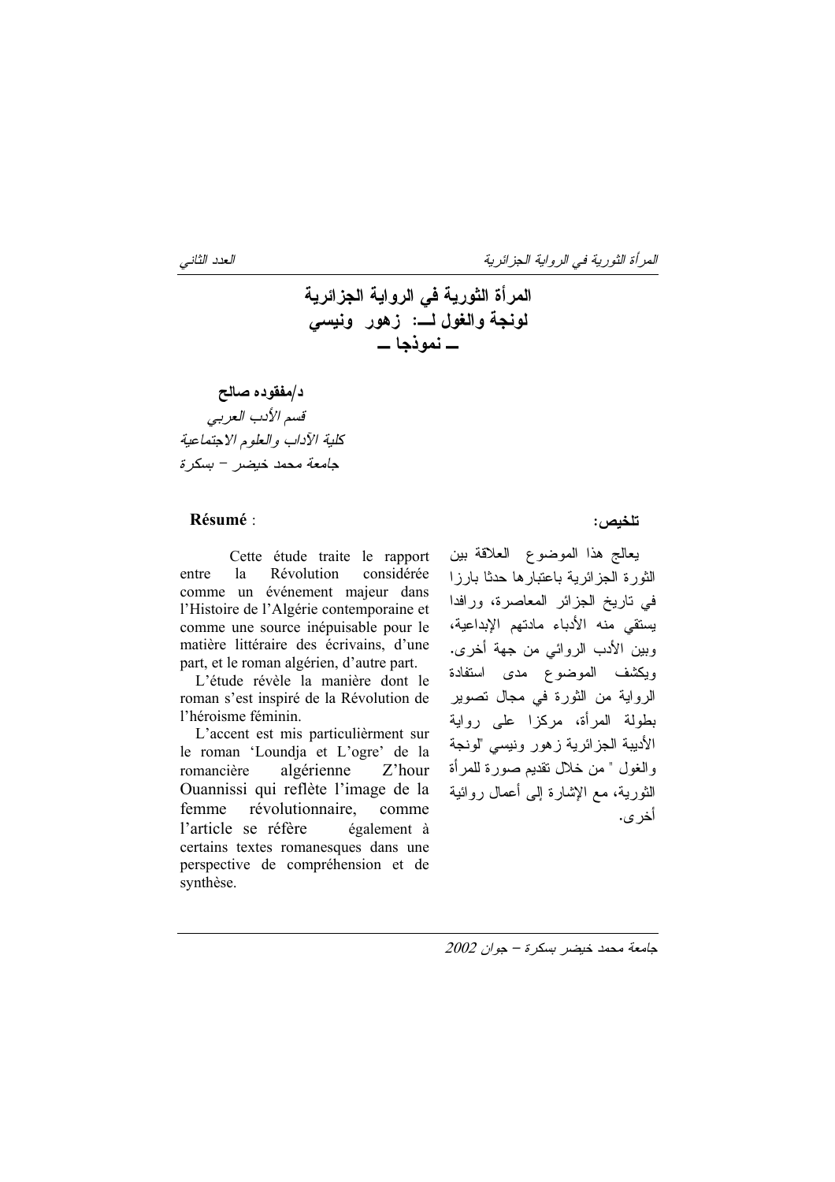# المرأة الثورية في الرواية الجزائرية
# لونجة والغول لـــ: زهور ونيسي
# ـــ نموذجا ـــ

**د/مفقوده صالح**

*قسم الأدب العربي*
*كلية الآداب والعلوم الاجتماعية*
*جامعة محمد خيضر – بسكرة*

**تلخيص:**

يعالج هذا الموضوع العلاقة بين الثورة الجزائرية باعتبارها حدثا بارزا في تاريخ الجزائر المعاصرة، ورافدا يستقي منه الأدباء مادتهم الإبداعية، وبين الأدب الروائي من جهة أخرى. ويكشف الموضوع مدى استفادة الرواية من الثورة في مجال تصوير بطولة المرأة، مركزا على رواية الأديبة الجزائرية زهور ونيسي "لونجة والغول " من خلال تقديم صورة للمرأة الثورية، مع الإشارة إلى أعمال روائية أخرى.

**Résumé** :

Cette étude traite le rapport entre la Révolution considérée comme un événement majeur dans l'Histoire de l'Algérie contemporaine et comme une source inépuisable pour le matière littéraire des écrivains, d'une part, et le roman algérien, d'autre part.

L'étude révèle la manière dont le roman s'est inspiré de la Révolution de l'héroïsme féminin.

L'accent est mis particulièrment sur le roman 'Loundja et L'ogre' de la romancière algérienne Z'hour Ouannissi qui reflète l'image de la femme révolutionnaire, comme l'article se réfère également à certains textes romanesques dans une perspective de compréhension et de synthèse.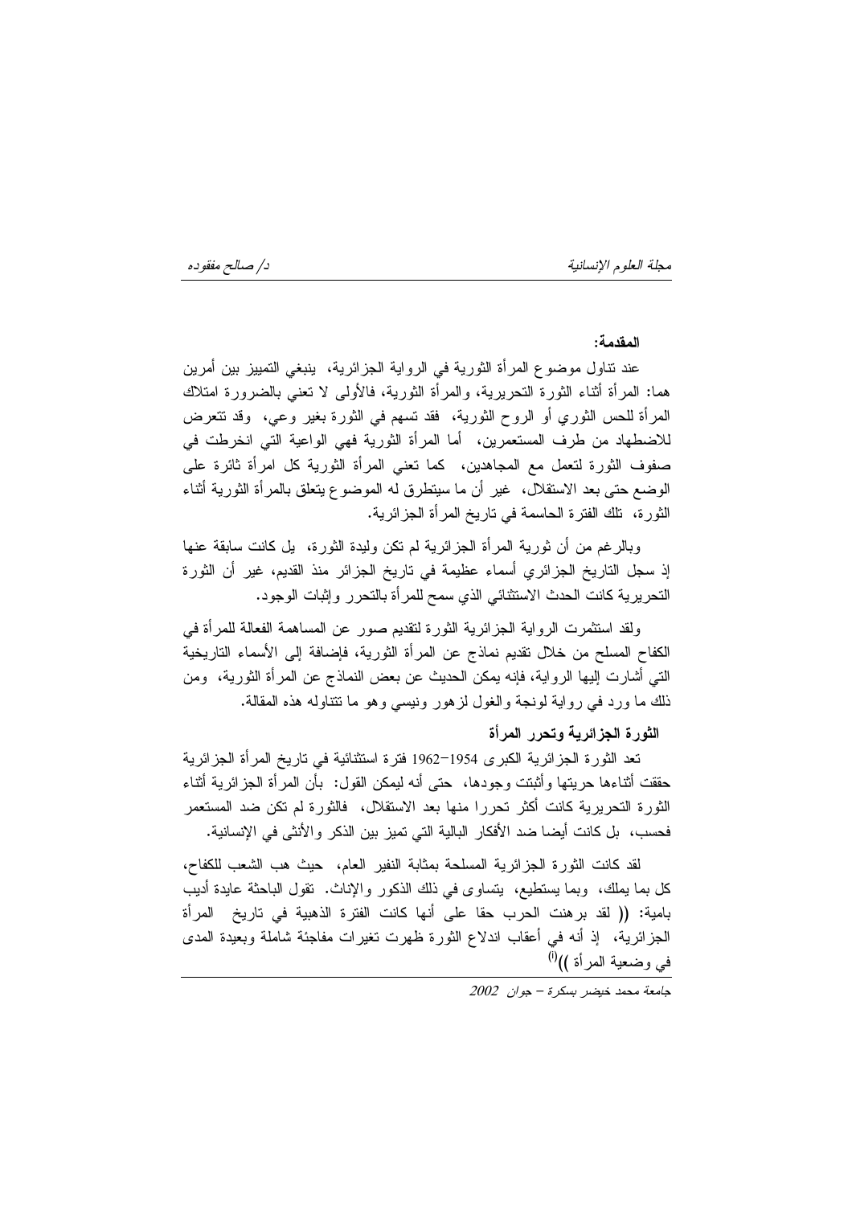**المقدمة:**

عند تناول موضوع المرأة الثورية في الرواية الجزائرية، ينبغي التمييز بين أمرين هما: المرأة أثناء الثورة التحريرية، والمرأة الثورية، فالأولى لا تعني بالضرورة امتلاك المرأة للحس الثوري أو الروح الثورية، فقد تسهم في الثورة بغير وعي، وقد تتعرض للاضطهاد من طرف المستعمرين، أما المرأة الثورية فهي الواعية التي انخرطت في صفوف الثورة لتعمل مع المجاهدين، كما تعني المرأة الثورية كل امرأة ثائرة على الوضع حتى بعد الاستقلال، غير أن ما سيتطرق له الموضوع يتعلق بالمرأة الثورية أثناء الثورة، تلك الفترة الحاسمة في تاريخ المرأة الجزائرية.

وبالرغم من أن ثورية المرأة الجزائرية لم تكن وليدة الثورة، بل كانت سابقة عنها إذ سجل التاريخ الجزائري أسماء عظيمة في تاريخ الجزائر منذ القديم، غير أن الثورة التحريرية كانت الحدث الاستثنائي الذي سمح للمرأة بالتحرر وإثبات الوجود.

ولقد استثمرت الرواية الجزائرية الثورة لتقديم صور عن المساهمة الفعالة للمرأة في الكفاح المسلح من خلال تقديم نماذج عن المرأة الثورية، فإضافة إلى الأسماء التاريخية التي أشارت إليها الرواية، فإنه يمكن الحديث عن بعض النماذج عن المرأة الثورية، ومن ذلك ما ورد في رواية لونجة والغول لزهور ونيسي وهو ما تتناوله هذه المقالة.

**الثورة الجزائرية وتحرر المرأة**

تعد الثورة الجزائرية الكبرى 1954–1962 فترة استثنائية في تاريخ المرأة الجزائرية حققت أثناءها حريتها وأثبتت وجودها، حتى أنه ليمكن القول: بأن المرأة الجزائرية أثناء الثورة التحريرية كانت أكثر تحررا منها بعد الاستقلال، فالثورة لم تكن ضد المستعمر فحسب، بل كانت أيضا ضد الأفكار البالية التي تميز بين الذكر والأنثى في الإنسانية.

لقد كانت الثورة الجزائرية المسلحة بمثابة النفير العام، حيث هب الشعب للكفاح، كل بما يملك، وبما يستطيع، يتساوى في ذلك الذكور والإناث. تقول الباحثة عايدة أديب بامية: (( لقد برهنت الحرب حقا على أنها كانت الفترة الذهبية في تاريخ المرأة الجزائرية، إذ أنه في أعقاب اندلاع الثورة ظهرت تغيرات مفاجئة شاملة وبعيدة المدى في وضعية المرأة ))[1]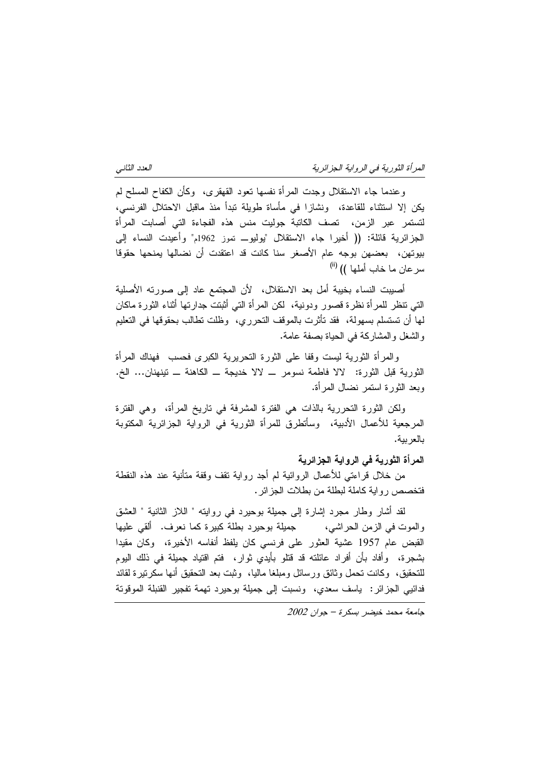وعندما جاء الاستقلال وجدت المرأة نفسها تعود القهقرى، وكأن الكفاح المسلح لم يكن إلا استثناء للقاعدة، ونشازا في مأساة طويلة تبدأ منذ ماقبل الاحتلال الفرنسي، لتستمر عبر الزمن، تصف الكاتبة جوليت منس هذه الفجاءة التي أصابت المرأة الجزائرية قائلة: (( أخيرا جاء الاستقلال "يوليو ــ تموز 1962م" وأعيدت النساء إلى بيوتهن، بعضهن بوجه عام الأصغر سنا كانت قد اعتقدت أن نضالها يمنحها حقوقا سرعان ما خاب أملها ))[ii]

أصيبت النساء بخيبة أمل بعد الاستقلال، لأن المجتمع عاد إلى صورته الأصلية التي تنظر للمرأة نظرة قصور ودونية، لكن المرأة التي أثبتت جدارتها أثناء الثورة ماكان لها أن تستسلم بسهولة، فقد تأثرت بالموقف التحرري، وظلت تطالب بحقوقها في التعليم والشغل والمشاركة في الحياة بصفة عامة.

والمرأة الثورية ليست وقفا على الثورة التحريرية الكبرى فحسب فهناك المرأة الثورية قبل الثورة: لالا فاطمة نسومر ــ لالا خديجة ــ الكاهنة ــ تينهنان... الخ. وبعد الثورة استمر نضال المرأة.

ولكن الثورة التحررية بالذات هي الفترة المشرفة في تاريخ المرأة، وهي الفترة المرجعية للأعمال الأدبية، وسأتطرق للمرأة الثورية في الرواية الجزائرية المكتوبة بالعربية.

**المرأة الثورية في الرواية الجزائرية**

من خلال قراءتي للأعمال الروائية لم أجد رواية تقف وقفة متأنية عند هذه النقطة فتخصص رواية كاملة لبطلة من بطلات الجزائر.

لقد أشار وطار مجرد إشارة إلى جميلة بوحيرد في روايته " اللاز الثانية " العشق والموت في الزمن الحراشي، جميلة بوحيرد بطلة كبيرة كما نعرف. ألقي عليها القبض عام 1957 عشية العثور على فرنسي كان يلفظ أنفاسه الأخيرة، وكان مقيدا بشجرة، وأفاد بأن أفراد عائلته قد قتلو بأيدي ثوار، فتم اقتياد جميلة في ذلك اليوم للتحقيق، وكانت تحمل وثائق ورسائل ومبلغا ماليا، وثبت بعد التحقيق أنها سكرتيرة لقائد فدائيي الجزائر: ياسف سعدي، ونسبت إلى جميلة بوحيرد تهمة تفجير القنبلة الموقوتة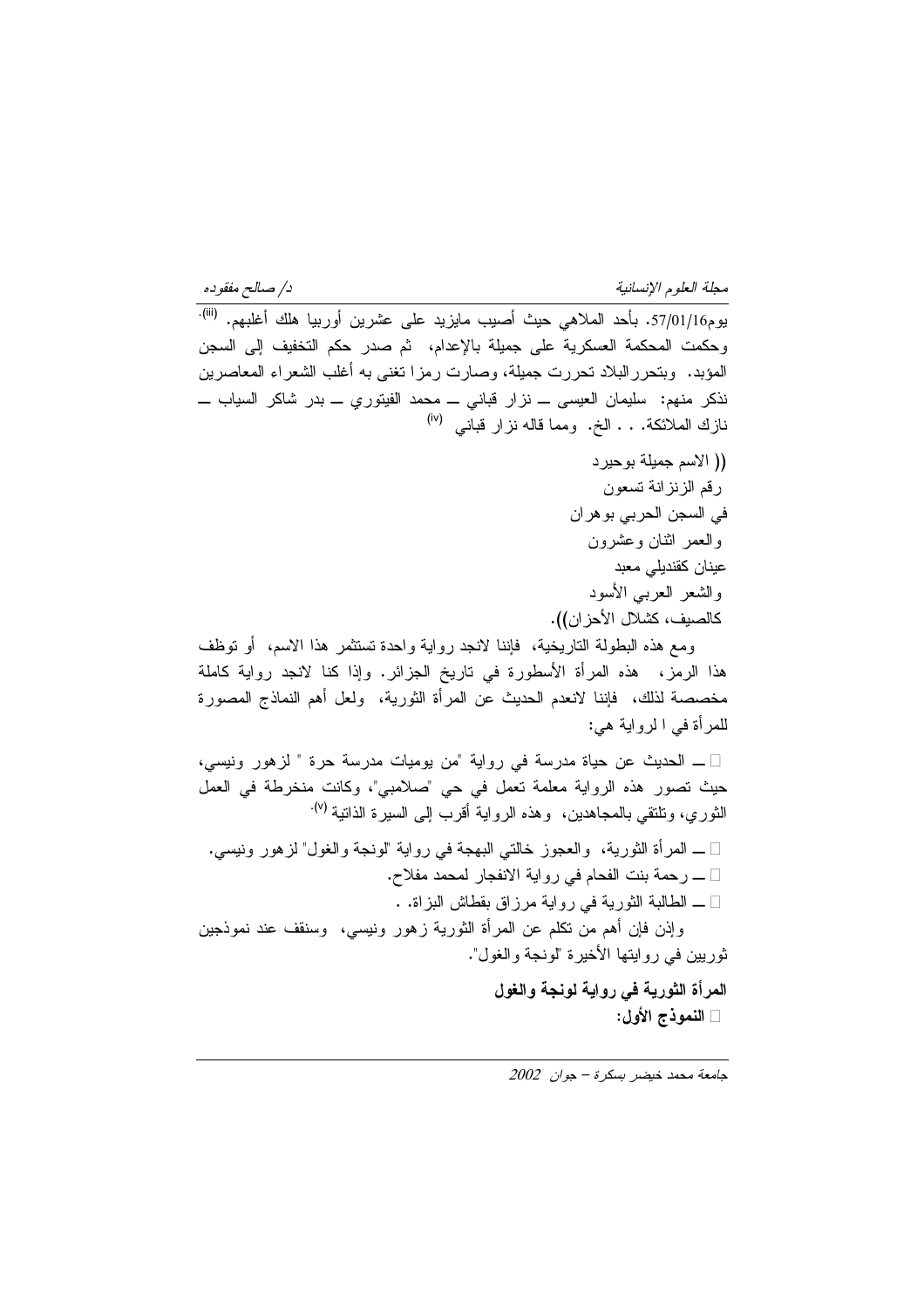يوم57/01/16. بأحد الملاهي حيث أصيب مايزيد على عشرين أوربيا هلك أغلبهم. [iii]. وحكمت المحكمة العسكرية على جميلة بالإعدام، ثم صدر حكم التخفيف إلى السجن المؤبد. وبتحررالبلاد تحررت جميلة، وصارت رمزا تغنى به أغلب الشعراء المعاصرين نذكر منهم: سليمان العيسى ــ نزار قباني ــ محمد الفيتوري ــ بدر شاكر السياب ــ نازك الملائكة. . . الخ. ومما قاله نزار قباني [iv]

(( الاسم جميلة بوحيرد
رقم الزنزانة تسعون
في السجن الحربي بوهران
والعمر اثنان وعشرون
عينان كقنديلي معبد
والشعر العربي الأسود
كالصيف، كشلال الأحزان)).

ومع هذه البطولة التاريخية، فإننا لانجد رواية واحدة تستثمر هذا الاسم، أو توظف هذا الرمز، هذه المرأة الأسطورة في تاريخ الجزائر. وإذا كنا لانجد رواية كاملة مخصصة لذلك، فإننا لانعدم الحديث عن المرأة الثورية، ولعل أهم النماذج المصورة للمرأة في ا لرواية هي:

- ــ الحديث عن حياة مدرسة في رواية "من يوميات مدرسة حرة " لزهور ونيسي، حيث تصور هذه الرواية معلمة تعمل في حي "صلامبي"، وكانت منخرطة في العمل الثوري، وتلتقي بالمجاهدين، وهذه الرواية أقرب إلى السيرة الذاتية [v].
- ــ المرأة الثورية، والعجوز خالتي البهجة في رواية "لونجة والغول" لزهور ونيسي.
- ــ رحمة بنت الفحام في رواية الانفجار لمحمد مفلاح.
- ــ الطالبة الثورية في رواية مرزاق بقطاش البزاة. .

وإذن فإن أهم من تكلم عن المرأة الثورية زهور ونيسي، وسنقف عند نموذجين ثوريين في روايتها الأخيرة "لونجة والغول".

**المرأة الثورية في رواية لونجة والغول**

- **النموذج الأول:**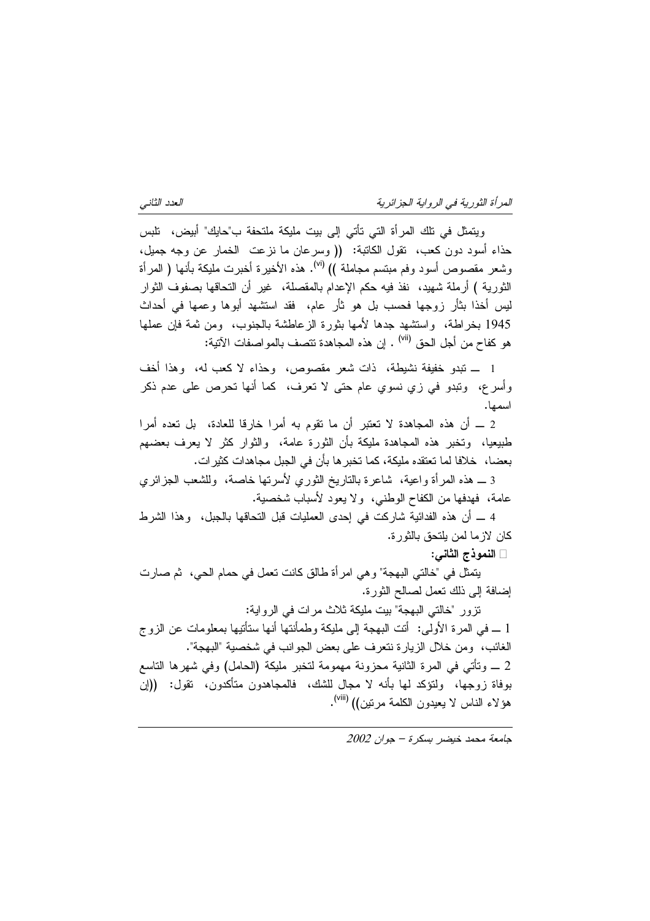ويتمثل في تلك المرأة التي تأتي إلى بيت مليكة ملتحفة ب"حايك" أبيض، تلبس حذاء أسود دون كعب، تقول الكاتبة: (( وسرعان ما نزعت الخمار عن وجه جميل، وشعر مقصوص أسود وفم مبتسم مجاملة )) [vi]. هذه الأخيرة أخبرت مليكة بأنها ( المرأة الثورية ) أرملة شهيد، نفذ فيه حكم الإعدام بالمقصلة، غير أن التحاقها بصفوف الثوار ليس أخذا بثأر زوجها فحسب بل هو ثأر عام، فقد استشهد أبوها وعمها في أحداث 1945 بخراطة، واستشهد جدها لأمها بثورة الزعاطشة بالجنوب، ومن ثمة فإن عملها هو كفاح من أجل الحق [vii] . إن هذه المجاهدة تتصف بالمواصفات الآتية:

1 ــ تبدو خفيفة نشيطة، ذات شعر مقصوص، وحذاء لا كعب له، وهذا أخف وأسرع، وتبدو في زي نسوي عام حتى لا تعرف، كما أنها تحرص على عدم ذكر اسمها.

2 ــ أن هذه المجاهدة لا تعتبر أن ما تقوم به أمرا خارقا للعادة، بل تعده أمرا طبيعيا، وتخبر هذه المجاهدة مليكة بأن الثورة عامة، والثوار كثر لا يعرف بعضهم بعضا، خلافا لما تعتقده مليكة، كما تخبرها بأن في الجبل مجاهدات كثيرات.

3 ــ هذه المرأة واعية، شاعرة بالتاريخ الثوري لأسرتها خاصة، وللشعب الجزائري عامة، فهدفها من الكفاح الوطني، ولا يعود لأسباب شخصية.

4 ــ أن هذه الفدائية شاركت في إحدى العمليات قبل التحاقها بالجبل، وهذا الشرط كان لازما لمن يلتحق بالثورة.

- **النموذج الثاني:**

يتمثل في "خالتي البهجة" وهي امرأة طالق كانت تعمل في حمام الحي، ثم صارت إضافة إلى ذلك تعمل لصالح الثورة.

تزور "خالتي البهجة" بيت مليكة ثلاث مرات في الرواية:

1 ــ في المرة الأولى: أتت البهجة إلى مليكة وطمأنتها أنها ستأتيها بمعلومات عن الزوج الغائب، ومن خلال الزيارة نتعرف على بعض الجوانب في شخصية "البهجة".

2 ــ وتأتي في المرة الثانية محزونة مهمومة لتخبر مليكة (الحامل) وفي شهرها التاسع بوفاة زوجها، ولتؤكد لها بأنه لا مجال للشك، فالمجاهدون متأكدون، تقول: ((إن هؤلاء الناس لا يعيدون الكلمة مرتين)) [viii].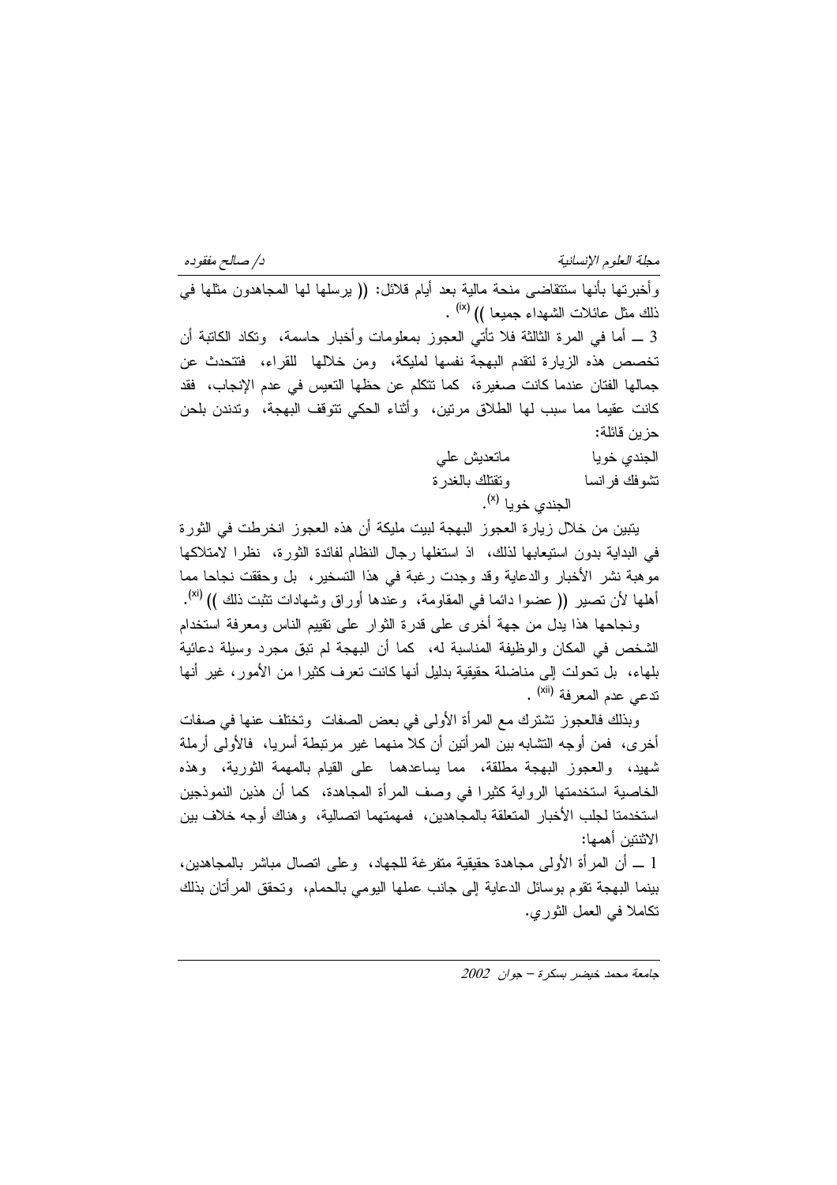وأخبرتها بأنها ستتقاضى منحة مالية بعد أيام قلائل: (( يرسلها لها المجاهدون مثلها في ذلك مثل عائلات الشهداء جميعا )) [(ix)] .

3 ــ أما في المرة الثالثة فلا تأتي العجوز بمعلومات وأخبار حاسمة، وتكاد الكاتبة أن تخصص هذه الزيارة لتقدم البهجة نفسها لمليكة، ومن خلالها للقراء، فتتحدث عن جمالها الفتان عندما كانت صغيرة، كما تتكلم عن حظها التعيس في عدم الإنجاب، فقد كانت عقيما مما سبب لها الطلاق مرتين، وأثناء الحكي تتوقف البهجة، وتدندن بلحن حزين قائلة:

الجندي خويا &nbsp;&nbsp;&nbsp;&nbsp;&nbsp;&nbsp;&nbsp;&nbsp; ماتعديش علي
تشوفك فرانسا &nbsp;&nbsp;&nbsp;&nbsp;&nbsp;&nbsp;&nbsp;&nbsp; وتقتلك بالغدرة
الجندي خويا [(x)].

يتبين من خلال زيارة العجوز البهجة لبيت مليكة أن هذه العجوز انخرطت في الثورة في البداية بدون استيعابها لذلك، اذ استغلها رجال النظام لفائدة الثورة، نظرا لامتلاكها موهبة نشر الأخبار والدعاية وقد وجدت رغبة في هذا التسخير، بل وحققت نجاحا مما أهلها لأن تصير (( عضوا دائما في المقاومة، وعندها أوراق وشهادات تثبت ذلك )) [(xi)].

ونجاحها هذا يدل من جهة أخرى على قدرة الثوار على تقييم الناس ومعرفة استخدام الشخص في المكان والوظيفة المناسبة له، كما أن البهجة لم تبق مجرد وسيلة دعائية بلهاء، بل تحولت إلى مناضلة حقيقية بدليل أنها كانت تعرف كثيرا من الأمور، غير أنها تدعي عدم المعرفة [(xii)] .

وبذلك فالعجوز تشترك مع المرأة الأولى في بعض الصفات وتختلف عنها في صفات أخرى، فمن أوجه التشابه بين المرأتين أن كلا منهما غير مرتبطة أسريا، فالأولى أرملة شهيد، والعجوز البهجة مطلقة، مما يساعدهما على القيام بالمهمة الثورية، وهذه الخاصية استخدمتها الرواية كثيرا في وصف المرأة المجاهدة، كما أن هذين النموذجين استخدمتا لجلب الأخبار المتعلقة بالمجاهدين، فمهمتهما اتصالية، وهناك أوجه خلاف بين الاثنتين أهمها:

1 ــ أن المرأة الأولى مجاهدة حقيقية متفرغة للجهاد، وعلى اتصال مباشر بالمجاهدين، بينما البهجة تقوم بوسائل الدعاية إلى جانب عملها اليومي بالحمام، وتحقق المرأتان بذلك تكاملا في العمل الثوري.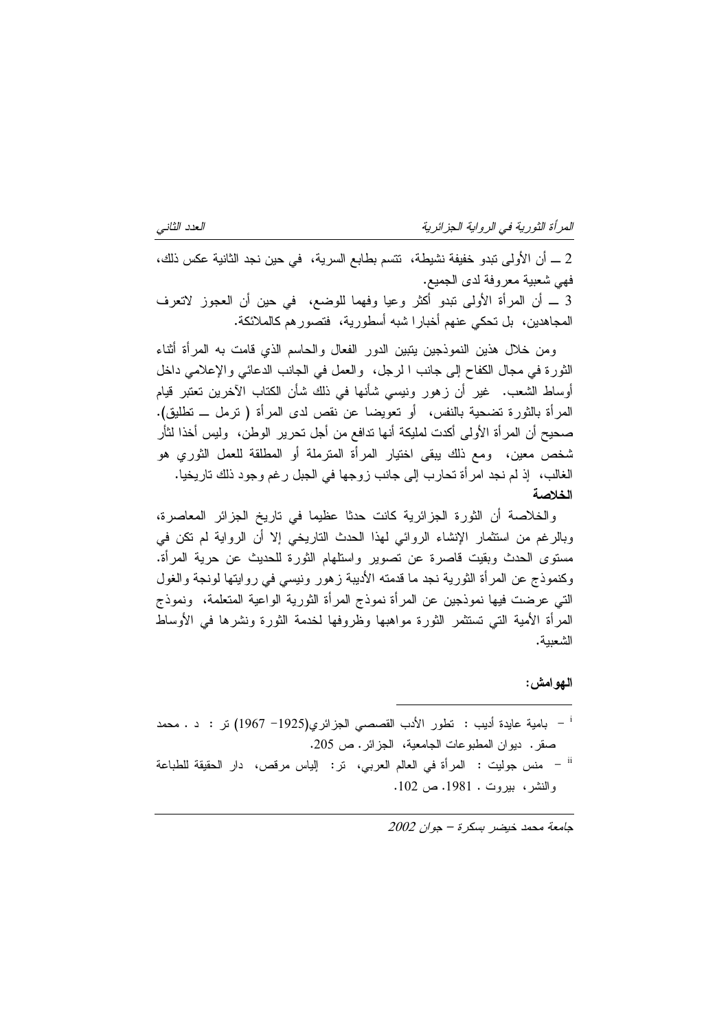2 ــ أن الأولى تبدو خفيفة نشيطة، تتسم بطابع السرية، في حين نجد الثانية عكس ذلك، فهي شعبية معروفة لدى الجميع.

3 ــ أن المرأة الأولى تبدو أكثر وعيا وفهما للوضع، في حين أن العجوز لاتعرف المجاهدين، بل تحكي عنهم أخبارا شبه أسطورية، فتصورهم كالملائكة.

ومن خلال هذين النموذجين يتبين الدور الفعال والحاسم الذي قامت به المرأة أثناء الثورة في مجال الكفاح إلى جانب ا لرجل، والعمل في الجانب الدعائي والإعلامي داخل أوساط الشعب. غير أن زهور ونيسي شأنها في ذلك شأن الكتاب الآخرين تعتبر قيام المرأة بالثورة تضحية بالنفس، أو تعويضا عن نقص لدى المرأة ( ترمل ــ تطليق). صحيح أن المرأة الأولى أكدت لمليكة أنها تدافع من أجل تحرير الوطن، وليس أخذا لثأر شخص معين، ومع ذلك يبقى اختيار المرأة المترملة أو المطلقة للعمل الثوري هو الغالب، إذ لم نجد امرأة تحارب إلى جانب زوجها في الجبل رغم وجود ذلك تاريخيا.

**الخلاصة**

والخلاصة أن الثورة الجزائرية كانت حدثا عظيما في تاريخ الجزائر المعاصرة، وبالرغم من استثمار الإنشاء الروائي لهذا الحدث التاريخي إلا أن الرواية لم تكن في مستوى الحدث وبقيت قاصرة عن تصوير واستلهام الثورة للحديث عن حرية المرأة. وكنموذج عن المرأة الثورية نجد ما قدمته الأديبة زهور ونيسي في روايتها لونجة والغول التي عرضت فيها نموذجين عن المرأة نموذج المرأة الثورية الواعية المتعلمة، ونموذج المرأة الأمية التي تستثمر الثورة مواهبها وظروفها لخدمة الثورة ونشرها في الأوساط الشعبية.

**الهوامش:**

[i] – بامية عايدة أديب : تطور الأدب القصصي الجزائري(1925– 1967) تر : د . محمد صقر. ديوان المطبوعات الجامعية، الجزائر. ص 205.

[ii] – منس جوليت : المرأة في العالم العربي، تر: إلياس مرقص، دار الحقيقة للطباعة والنشر، بيروت . 1981. ص 102.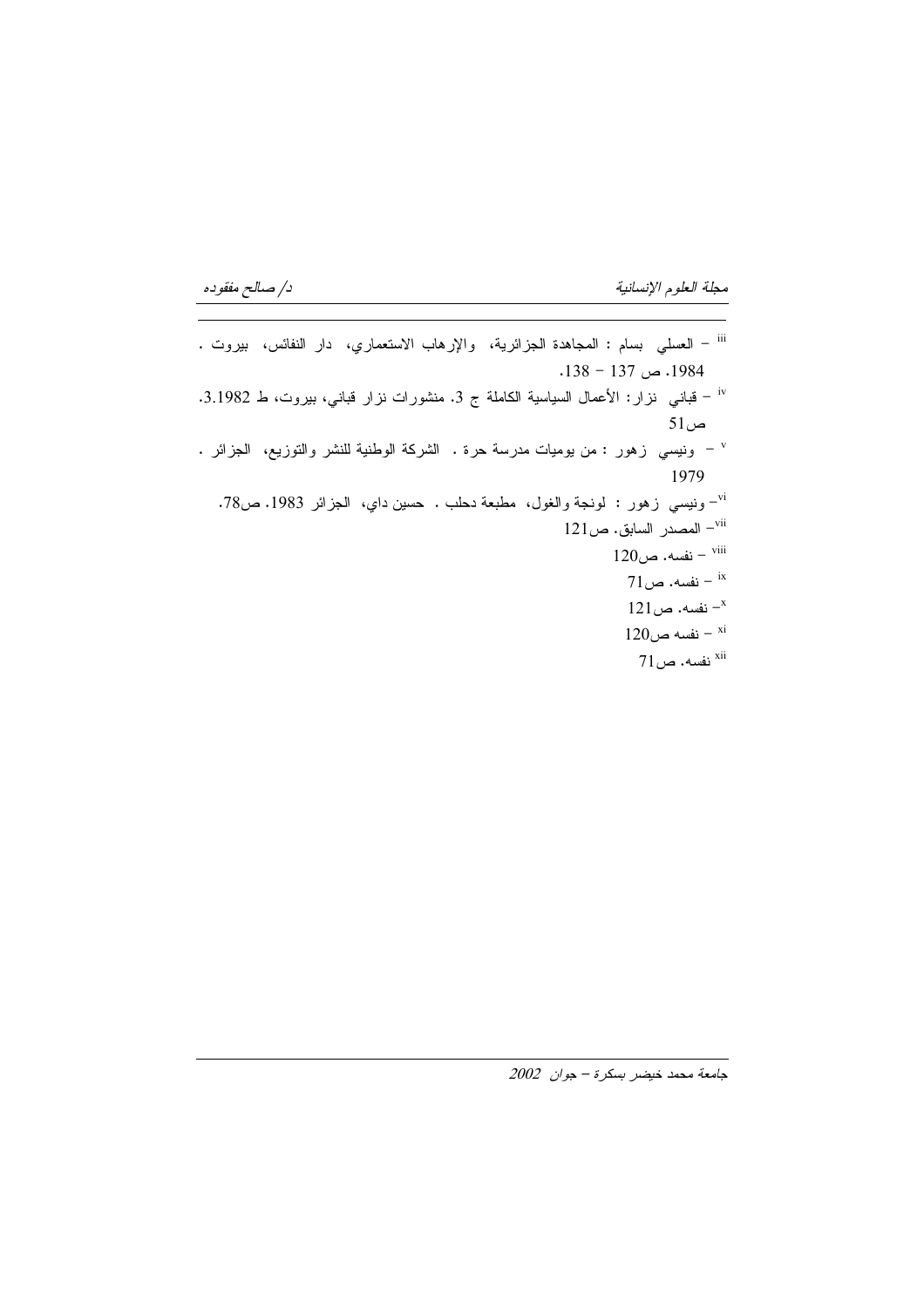[iii] – العسلي بسام : المجاهدة الجزائرية، والإرهاب الاستعماري، دار النفائس، بيروت . 1984. ص 137 – 138.

[iv] – قباني نزار: الأعمال السياسية الكاملة ج 3. منشورات نزار قباني، بيروت، ط 3.1982. ص51

[v] – ونيسي زهور : من يوميات مدرسة حرة . الشركة الوطنية للنشر والتوزيع، الجزائر . 1979

[vi] – ونيسي زهور : لونجة والغول، مطبعة دحلب . حسين داي، الجزائر 1983. ص78.

[vii] – المصدر السابق. ص121

[viii] – نفسه. ص120

[ix] – نفسه. ص71

[x] – نفسه. ص121

[xi] – نفسه ص120

[xii] نفسه. ص71